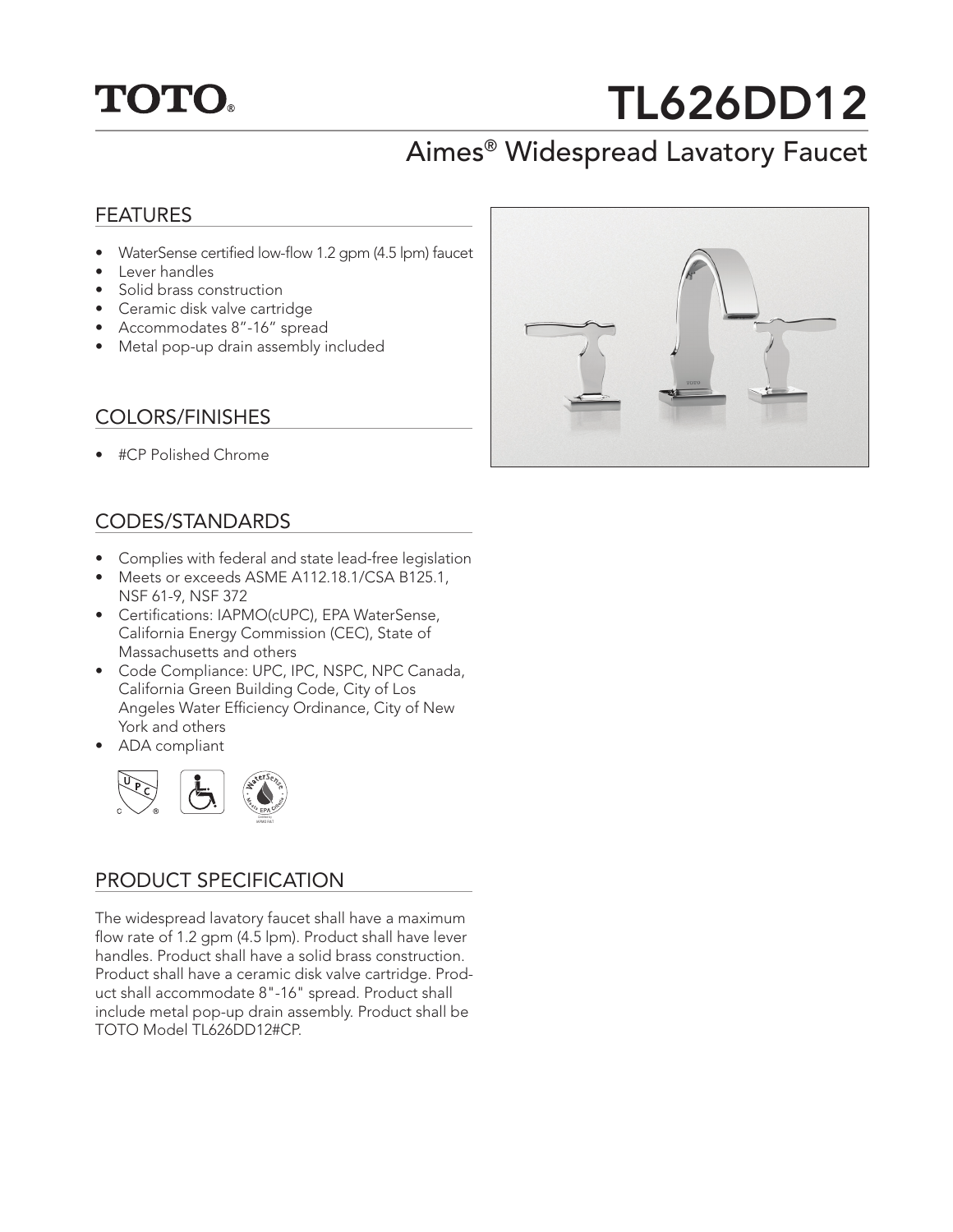TOTO®

# TL626DD12

## Aimes® Widespread Lavatory Faucet

### FEATURES

- WaterSense certified low-flow 1.2 gpm (4.5 lpm) faucet
- Lever handles
- Solid brass construction
- Ceramic disk valve cartridge
- Accommodates 8"-16" spread
- Metal pop-up drain assembly included

### COLORS/FINISHES

- #CP Polished Chrome

### CODES/STANDARDS

- Complies with federal and state lead-free legislation
- Meets or exceeds ASME A112.18.1/CSA B125.1, NSF 61-9, NSF 372
- Certifications: IAPMO(cUPC), EPA WaterSense, California Energy Commission (CEC), State of Massachusetts and others
- Code Compliance: UPC, IPC, NSPC, NPC Canada, California Green Building Code, City of Los Angeles Water Efficiency Ordinance, City of New York and others
- ADA compliant

### PRODUCT SPECIFICATION

The widespread lavatory faucet shall have a maximum flow rate of 1.2 gpm (4.5 lpm). Product shall have lever handles. Product shall have a solid brass construction. Product shall have a ceramic disk valve cartridge. Product shall accommodate 8"-16" spread. Product shall include metal pop-up drain assembly. Product shall be TOTO Model TL626DD12#CP.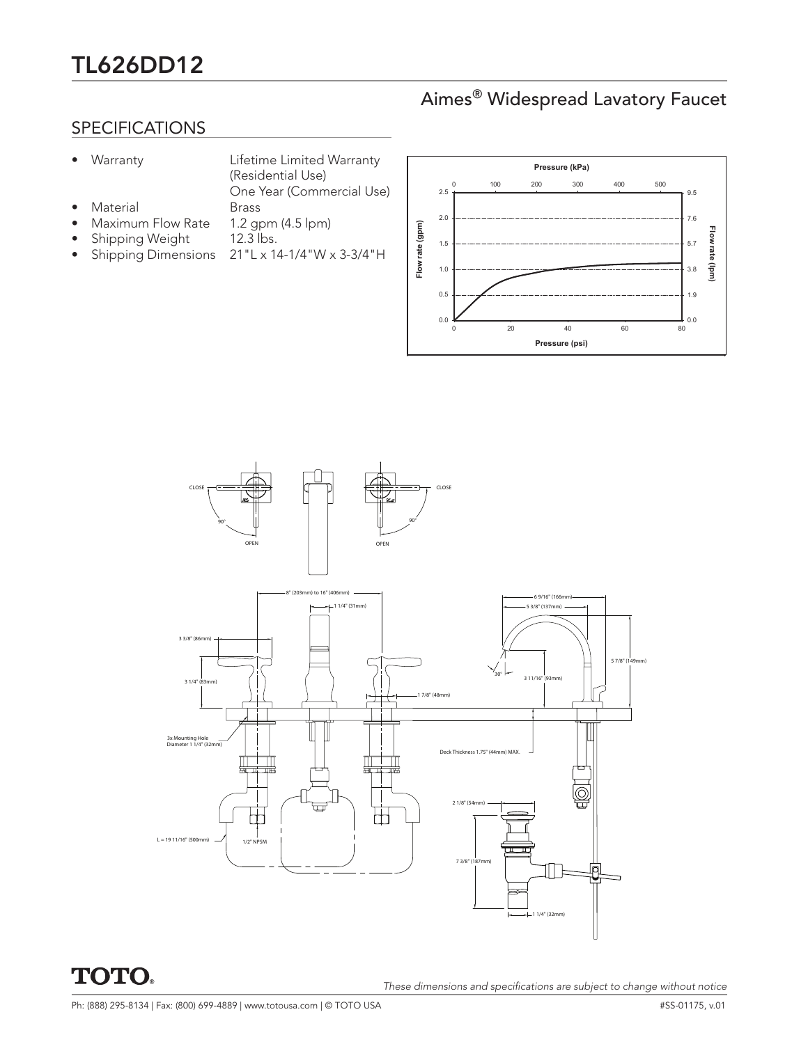# TL626DD12

## Aimes® Widespread Lavatory Faucet

## SPECIFICATIONS

- Warranty — Lifetime Limited Warranty (Residential Use), One Year (Commercial Use)
- Material — Brass
- Maximum Flow Rate — 1.2 gpm (4.5 lpm)
- Shipping Weight — 12.3 lbs.
- Shipping Dimensions — 21"L x 14-1/4"W x 3-3/4"H

Pressure (kPa)
0 100 200 300 400 500
Flow rate (gpm)
2.5 2.0 1.5 1.0 0.5 0.0
Flow rate (lpm)
9.5 7.6 5.7 3.8 1.9 0.0
0 20 40 60 80
Pressure (psi)

CLOSE
90°
OPEN
CLOSE
90°
OPEN

8" (203mm) to 16" (406mm)
1 1/4" (31mm)
3 3/8" (86mm)
3 1/4" (83mm)
1 7/8" (48mm)
3x Mounting Hole Diameter 1 1/4" (32mm)
L = 19 11/16" (500mm)
1/2" NPSM
6 9/16" (166mm)
5 3/8" (137mm)
5 7/8" (149mm)
30°
3 11/16" (93mm)
Deck Thickness 1.75" (44mm) MAX.
2 1/8" (54mm)
7 3/8" (187mm)
1 1/4" (32mm)

*These dimensions and specifications are subject to change without notice*

Ph: (888) 295-8134 | Fax: (800) 699-4889 | www.totousa.com | © TOTO USA

#SS-01175, v.01